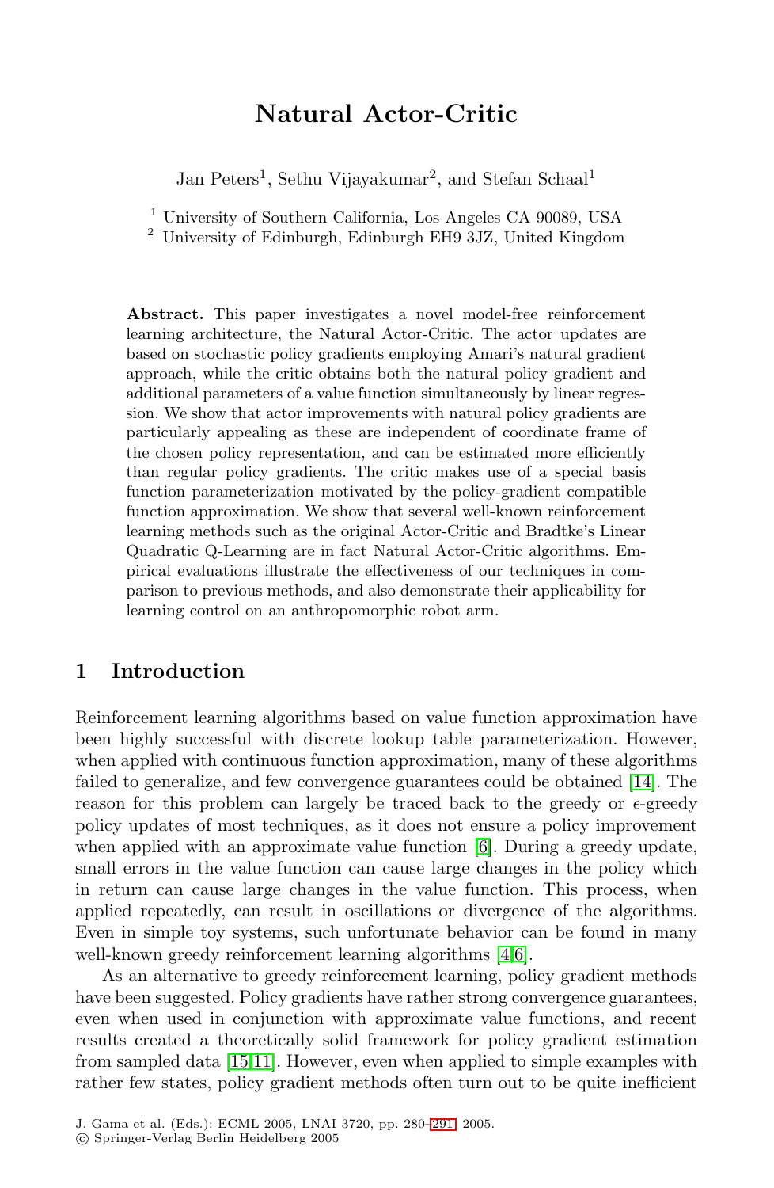# Natural Actor-Critic

Jan Peters[1], Sethu Vijayakumar[2], and Stefan Schaal[1]

[1] University of Southern California, Los Angeles CA 90089, USA
[2] University of Edinburgh, Edinburgh EH9 3JZ, United Kingdom

**Abstract.** This paper investigates a novel model-free reinforcement learning architecture, the Natural Actor-Critic. The actor updates are based on stochastic policy gradients employing Amari's natural gradient approach, while the critic obtains both the natural policy gradient and additional parameters of a value function simultaneously by linear regression. We show that actor improvements with natural policy gradients are particularly appealing as these are independent of coordinate frame of the chosen policy representation, and can be estimated more efficiently than regular policy gradients. The critic makes use of a special basis function parameterization motivated by the policy-gradient compatible function approximation. We show that several well-known reinforcement learning methods such as the original Actor-Critic and Bradtke's Linear Quadratic Q-Learning are in fact Natural Actor-Critic algorithms. Empirical evaluations illustrate the effectiveness of our techniques in comparison to previous methods, and also demonstrate their applicability for learning control on an anthropomorphic robot arm.

## 1 Introduction

Reinforcement learning algorithms based on value function approximation have been highly successful with discrete lookup table parameterization. However, when applied with continuous function approximation, many of these algorithms failed to generalize, and few convergence guarantees could be obtained [14]. The reason for this problem can largely be traced back to the greedy or $\epsilon$-greedy policy updates of most techniques, as it does not ensure a policy improvement when applied with an approximate value function [6]. During a greedy update, small errors in the value function can cause large changes in the policy which in return can cause large changes in the value function. This process, when applied repeatedly, can result in oscillations or divergence of the algorithms. Even in simple toy systems, such unfortunate behavior can be found in many well-known greedy reinforcement learning algorithms [4,6].

As an alternative to greedy reinforcement learning, policy gradient methods have been suggested. Policy gradients have rather strong convergence guarantees, even when used in conjunction with approximate value functions, and recent results created a theoretically solid framework for policy gradient estimation from sampled data [15,11]. However, even when applied to simple examples with rather few states, policy gradient methods often turn out to be quite inefficient

J. Gama et al. (Eds.): ECML 2005, LNAI 3720, pp. 280–291, 2005.
© Springer-Verlag Berlin Heidelberg 2005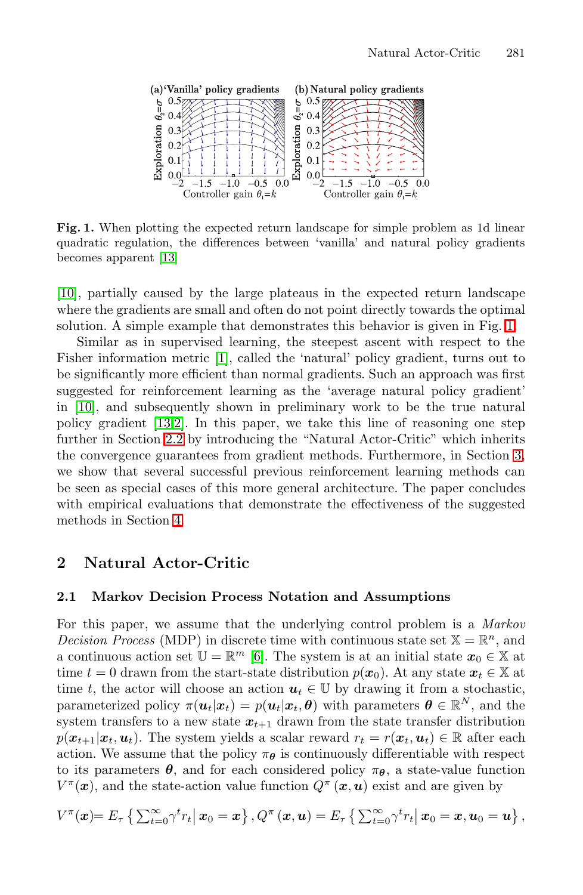**Fig. 1.** When plotting the expected return landscape for simple problem as 1d linear quadratic regulation, the differences between 'vanilla' and natural policy gradients becomes apparent [13]

[10], partially caused by the large plateaus in the expected return landscape where the gradients are small and often do not point directly towards the optimal solution. A simple example that demonstrates this behavior is given in Fig. 1.

Similar as in supervised learning, the steepest ascent with respect to the Fisher information metric [1], called the 'natural' policy gradient, turns out to be significantly more efficient than normal gradients. Such an approach was first suggested for reinforcement learning as the 'average natural policy gradient' in [10], and subsequently shown in preliminary work to be the true natural policy gradient [13,2]. In this paper, we take this line of reasoning one step further in Section 2.2 by introducing the "Natural Actor-Critic" which inherits the convergence guarantees from gradient methods. Furthermore, in Section 3, we show that several successful previous reinforcement learning methods can be seen as special cases of this more general architecture. The paper concludes with empirical evaluations that demonstrate the effectiveness of the suggested methods in Section 4.

## 2 Natural Actor-Critic

### 2.1 Markov Decision Process Notation and Assumptions

For this paper, we assume that the underlying control problem is a *Markov Decision Process* (MDP) in discrete time with continuous state set $\mathbb{X} = \mathbb{R}^n$, and a continuous action set $\mathbb{U} = \mathbb{R}^m$ [6]. The system is at an initial state $\boldsymbol{x}_0 \in \mathbb{X}$ at time $t = 0$ drawn from the start-state distribution $p(\boldsymbol{x}_0)$. At any state $\boldsymbol{x}_t \in \mathbb{X}$ at time $t$, the actor will choose an action $\boldsymbol{u}_t \in \mathbb{U}$ by drawing it from a stochastic, parameterized policy $\pi(\boldsymbol{u}_t|\boldsymbol{x}_t) = p(\boldsymbol{u}_t|\boldsymbol{x}_t, \boldsymbol{\theta})$ with parameters $\boldsymbol{\theta} \in \mathbb{R}^N$, and the system transfers to a new state $\boldsymbol{x}_{t+1}$ drawn from the state transfer distribution $p(\boldsymbol{x}_{t+1}|\boldsymbol{x}_t, \boldsymbol{u}_t)$. The system yields a scalar reward $r_t = r(\boldsymbol{x}_t, \boldsymbol{u}_t) \in \mathbb{R}$ after each action. We assume that the policy $\pi_{\boldsymbol{\theta}}$ is continuously differentiable with respect to its parameters $\boldsymbol{\theta}$, and for each considered policy $\pi_{\boldsymbol{\theta}}$, a state-value function $V^\pi(\boldsymbol{x})$, and the state-action value function $Q^\pi(\boldsymbol{x}, \boldsymbol{u})$ exist and are given by

$$V^\pi(\boldsymbol{x}) = E_\tau \left\{ \textstyle\sum_{t=0}^{\infty} \gamma^t r_t \middle| \boldsymbol{x}_0 = \boldsymbol{x} \right\}, Q^\pi(\boldsymbol{x}, \boldsymbol{u}) = E_\tau \left\{ \textstyle\sum_{t=0}^{\infty} \gamma^t r_t \middle| \boldsymbol{x}_0 = \boldsymbol{x}, \boldsymbol{u}_0 = \boldsymbol{u} \right\},$$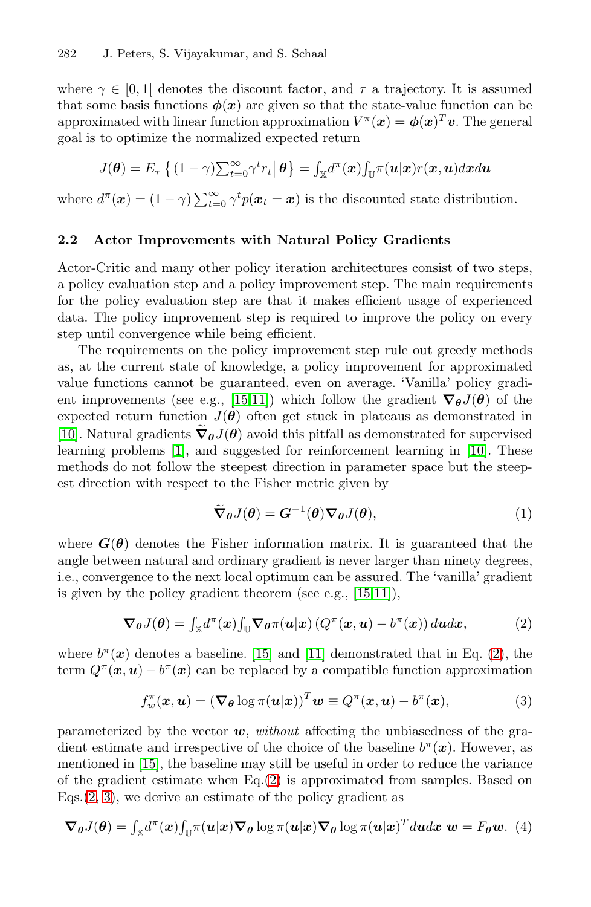where $\gamma \in [0, 1[$ denotes the discount factor, and $\tau$ a trajectory. It is assumed that some basis functions $\boldsymbol{\phi}(\boldsymbol{x})$ are given so that the state-value function can be approximated with linear function approximation $V^\pi(\boldsymbol{x}) = \boldsymbol{\phi}(\boldsymbol{x})^T \boldsymbol{v}$. The general goal is to optimize the normalized expected return

$$J(\boldsymbol{\theta}) = E_\tau \left\{ (1-\gamma) \textstyle\sum_{t=0}^{\infty} \gamma^t r_t \middle| \boldsymbol{\theta} \right\} = \int_{\mathbb{X}} d^\pi(\boldsymbol{x}) \int_{\mathbb{U}} \pi(\boldsymbol{u}|\boldsymbol{x}) r(\boldsymbol{x}, \boldsymbol{u}) d\boldsymbol{x} d\boldsymbol{u}$$

where $d^\pi(\boldsymbol{x}) = (1-\gamma) \sum_{t=0}^{\infty} \gamma^t p(\boldsymbol{x}_t = \boldsymbol{x})$ is the discounted state distribution.

### 2.2 Actor Improvements with Natural Policy Gradients

Actor-Critic and many other policy iteration architectures consist of two steps, a policy evaluation step and a policy improvement step. The main requirements for the policy evaluation step are that it makes efficient usage of experienced data. The policy improvement step is required to improve the policy on every step until convergence while being efficient.

The requirements on the policy improvement step rule out greedy methods as, at the current state of knowledge, a policy improvement for approximated value functions cannot be guaranteed, even on average. 'Vanilla' policy gradient improvements (see e.g., [15,11]) which follow the gradient $\nabla_{\boldsymbol{\theta}} J(\boldsymbol{\theta})$ of the expected return function $J(\boldsymbol{\theta})$ often get stuck in plateaus as demonstrated in [10]. Natural gradients $\widetilde{\nabla}_{\boldsymbol{\theta}} J(\boldsymbol{\theta})$ avoid this pitfall as demonstrated for supervised learning problems [1], and suggested for reinforcement learning in [10]. These methods do not follow the steepest direction in parameter space but the steepest direction with respect to the Fisher metric given by

$$\widetilde{\nabla}_{\boldsymbol{\theta}} J(\boldsymbol{\theta}) = \boldsymbol{G}^{-1}(\boldsymbol{\theta}) \nabla_{\boldsymbol{\theta}} J(\boldsymbol{\theta}), \tag{1}$$

where $\boldsymbol{G}(\boldsymbol{\theta})$ denotes the Fisher information matrix. It is guaranteed that the angle between natural and ordinary gradient is never larger than ninety degrees, i.e., convergence to the next local optimum can be assured. The 'vanilla' gradient is given by the policy gradient theorem (see e.g., [15,11]),

$$\nabla_{\boldsymbol{\theta}} J(\boldsymbol{\theta}) = \int_{\mathbb{X}} d^\pi(\boldsymbol{x}) \int_{\mathbb{U}} \nabla_{\boldsymbol{\theta}} \pi(\boldsymbol{u}|\boldsymbol{x}) \left( Q^\pi(\boldsymbol{x}, \boldsymbol{u}) - b^\pi(\boldsymbol{x}) \right) d\boldsymbol{u} d\boldsymbol{x}, \tag{2}$$

where $b^\pi(\boldsymbol{x})$ denotes a baseline. [15] and [11] demonstrated that in Eq. (2), the term $Q^\pi(\boldsymbol{x}, \boldsymbol{u}) - b^\pi(\boldsymbol{x})$ can be replaced by a compatible function approximation

$$f_w^\pi(\boldsymbol{x}, \boldsymbol{u}) = \left( \nabla_{\boldsymbol{\theta}} \log \pi(\boldsymbol{u}|\boldsymbol{x}) \right)^T \boldsymbol{w} \equiv Q^\pi(\boldsymbol{x}, \boldsymbol{u}) - b^\pi(\boldsymbol{x}), \tag{3}$$

parameterized by the vector $\boldsymbol{w}$, *without* affecting the unbiasedness of the gradient estimate and irrespective of the choice of the baseline $b^\pi(\boldsymbol{x})$. However, as mentioned in [15], the baseline may still be useful in order to reduce the variance of the gradient estimate when Eq.(2) is approximated from samples. Based on Eqs.(2, 3), we derive an estimate of the policy gradient as

$$\nabla_{\boldsymbol{\theta}} J(\boldsymbol{\theta}) = \int_{\mathbb{X}} d^\pi(\boldsymbol{x}) \int_{\mathbb{U}} \pi(\boldsymbol{u}|\boldsymbol{x}) \nabla_{\boldsymbol{\theta}} \log \pi(\boldsymbol{u}|\boldsymbol{x}) \nabla_{\boldsymbol{\theta}} \log \pi(\boldsymbol{u}|\boldsymbol{x})^T d\boldsymbol{u} d\boldsymbol{x} \; \boldsymbol{w} = F_{\boldsymbol{\theta}} \boldsymbol{w}. \tag{4}$$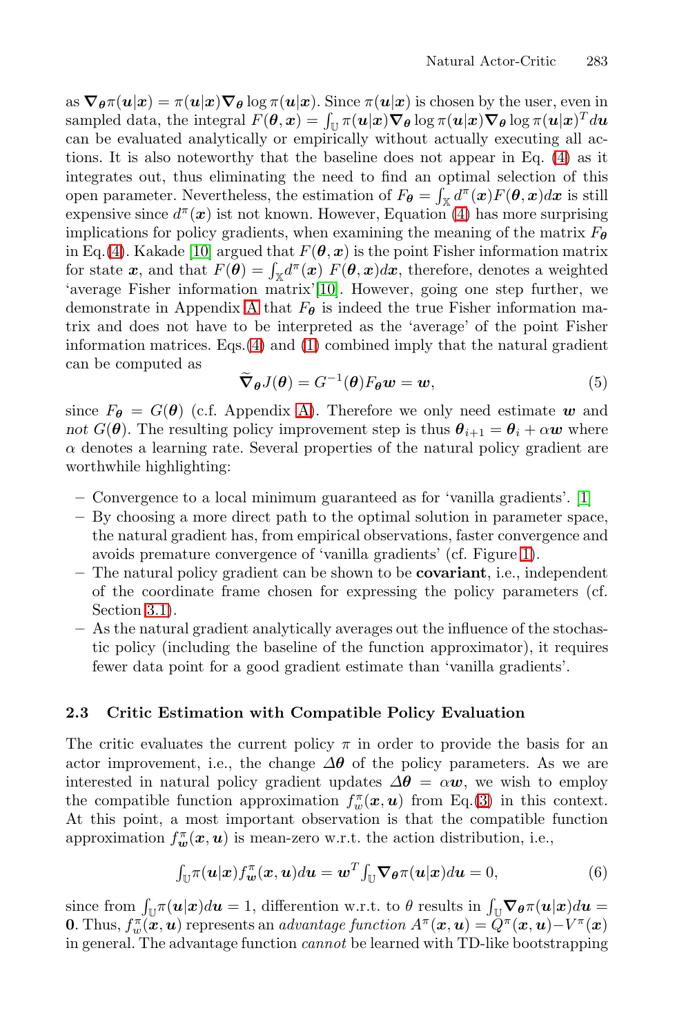as $\nabla_{\boldsymbol{\theta}}\pi(\boldsymbol{u}|\boldsymbol{x}) = \pi(\boldsymbol{u}|\boldsymbol{x})\nabla_{\boldsymbol{\theta}}\log\pi(\boldsymbol{u}|\boldsymbol{x})$. Since $\pi(\boldsymbol{u}|\boldsymbol{x})$ is chosen by the user, even in sampled data, the integral $F(\boldsymbol{\theta},\boldsymbol{x}) = \int_{\mathbb{U}} \pi(\boldsymbol{u}|\boldsymbol{x})\nabla_{\boldsymbol{\theta}}\log\pi(\boldsymbol{u}|\boldsymbol{x})\nabla_{\boldsymbol{\theta}}\log\pi(\boldsymbol{u}|\boldsymbol{x})^T d\boldsymbol{u}$ can be evaluated analytically or empirically without actually executing all actions. It is also noteworthy that the baseline does not appear in Eq. (4) as it integrates out, thus eliminating the need to find an optimal selection of this open parameter. Nevertheless, the estimation of $F_{\boldsymbol{\theta}} = \int_{\mathbb{X}} d^{\pi}(\boldsymbol{x})F(\boldsymbol{\theta},\boldsymbol{x})d\boldsymbol{x}$ is still expensive since $d^{\pi}(\boldsymbol{x})$ ist not known. However, Equation (4) has more surprising implications for policy gradients, when examining the meaning of the matrix $F_{\boldsymbol{\theta}}$ in Eq.(4). Kakade [10] argued that $F(\boldsymbol{\theta},\boldsymbol{x})$ is the point Fisher information matrix for state $\boldsymbol{x}$, and that $F(\boldsymbol{\theta}) = \int_{\mathbb{X}} d^{\pi}(\boldsymbol{x})\ F(\boldsymbol{\theta},\boldsymbol{x})d\boldsymbol{x}$, therefore, denotes a weighted 'average Fisher information matrix'[10]. However, going one step further, we demonstrate in Appendix A that $F_{\boldsymbol{\theta}}$ is indeed the true Fisher information matrix and does not have to be interpreted as the 'average' of the point Fisher information matrices. Eqs.(4) and (1) combined imply that the natural gradient can be computed as

$$\widetilde{\nabla}_{\boldsymbol{\theta}}J(\boldsymbol{\theta}) = G^{-1}(\boldsymbol{\theta})F_{\boldsymbol{\theta}}\boldsymbol{w} = \boldsymbol{w}, \tag{5}$$

since $F_{\boldsymbol{\theta}} = G(\boldsymbol{\theta})$ (c.f. Appendix A). Therefore we only need estimate $\boldsymbol{w}$ and *not* $G(\boldsymbol{\theta})$. The resulting policy improvement step is thus $\boldsymbol{\theta}_{i+1} = \boldsymbol{\theta}_i + \alpha\boldsymbol{w}$ where $\alpha$ denotes a learning rate. Several properties of the natural policy gradient are worthwhile highlighting:

- Convergence to a local minimum guaranteed as for 'vanilla gradients'. [1]
- By choosing a more direct path to the optimal solution in parameter space, the natural gradient has, from empirical observations, faster convergence and avoids premature convergence of 'vanilla gradients' (cf. Figure 1).
- The natural policy gradient can be shown to be **covariant**, i.e., independent of the coordinate frame chosen for expressing the policy parameters (cf. Section 3.1).
- As the natural gradient analytically averages out the influence of the stochastic policy (including the baseline of the function approximator), it requires fewer data point for a good gradient estimate than 'vanilla gradients'.

### 2.3 Critic Estimation with Compatible Policy Evaluation

The critic evaluates the current policy $\pi$ in order to provide the basis for an actor improvement, i.e., the change $\Delta\boldsymbol{\theta}$ of the policy parameters. As we are interested in natural policy gradient updates $\Delta\boldsymbol{\theta} = \alpha\boldsymbol{w}$, we wish to employ the compatible function approximation $f_w^{\pi}(\boldsymbol{x},\boldsymbol{u})$ from Eq.(3) in this context. At this point, a most important observation is that the compatible function approximation $f_{\boldsymbol{w}}^{\pi}(\boldsymbol{x},\boldsymbol{u})$ is mean-zero w.r.t. the action distribution, i.e.,

$$\int_{\mathbb{U}}\pi(\boldsymbol{u}|\boldsymbol{x})f_{\boldsymbol{w}}^{\pi}(\boldsymbol{x},\boldsymbol{u})d\boldsymbol{u} = \boldsymbol{w}^T\int_{\mathbb{U}}\nabla_{\boldsymbol{\theta}}\pi(\boldsymbol{u}|\boldsymbol{x})d\boldsymbol{u} = 0, \tag{6}$$

since from $\int_{\mathbb{U}}\pi(\boldsymbol{u}|\boldsymbol{x})d\boldsymbol{u} = 1$, differention w.r.t. to $\theta$ results in $\int_{\mathbb{U}}\nabla_{\boldsymbol{\theta}}\pi(\boldsymbol{u}|\boldsymbol{x})d\boldsymbol{u} = \mathbf{0}$. Thus, $f_w^{\pi}(\boldsymbol{x},\boldsymbol{u})$ represents an *advantage function* $A^{\pi}(\boldsymbol{x},\boldsymbol{u}) = Q^{\pi}(\boldsymbol{x},\boldsymbol{u}) - V^{\pi}(\boldsymbol{x})$ in general. The advantage function *cannot* be learned with TD-like bootstrapping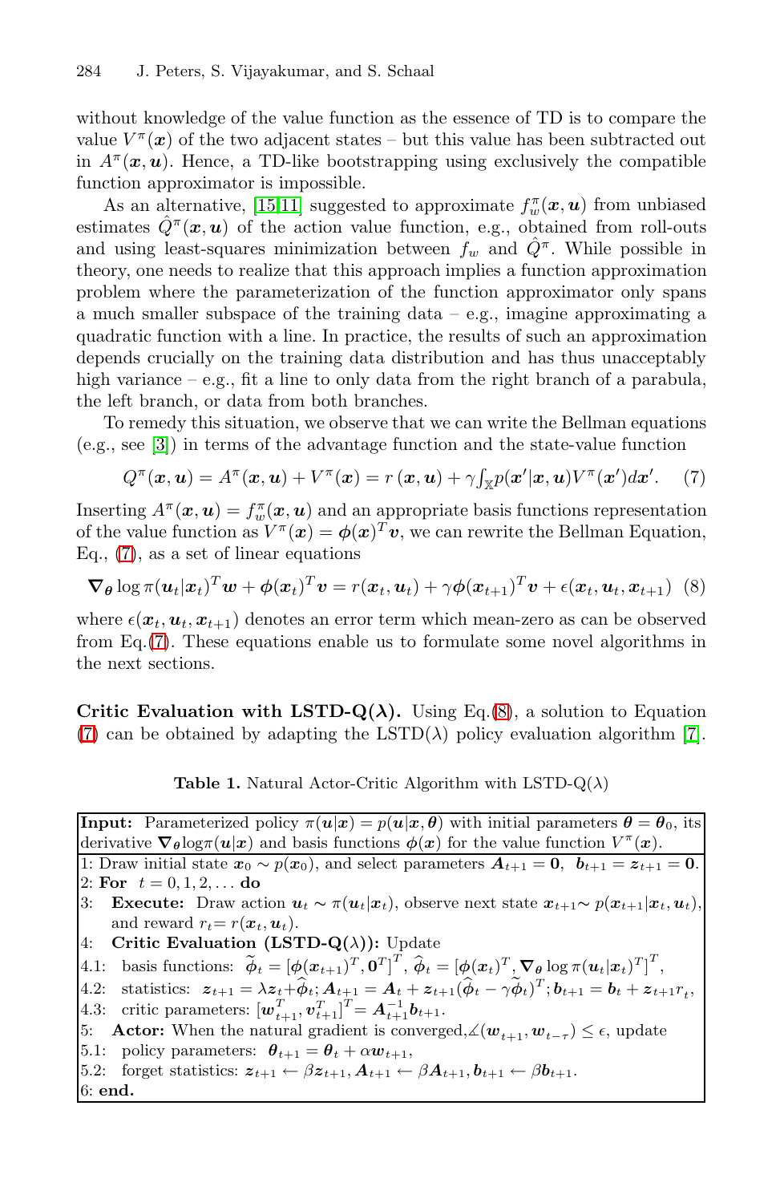without knowledge of the value function as the essence of TD is to compare the value $V^\pi(\boldsymbol{x})$ of the two adjacent states – but this value has been subtracted out in $A^\pi(\boldsymbol{x},\boldsymbol{u})$. Hence, a TD-like bootstrapping using exclusively the compatible function approximator is impossible.

As an alternative, [15,11] suggested to approximate $f_w^\pi(\boldsymbol{x},\boldsymbol{u})$ from unbiased estimates $\hat{Q}^\pi(\boldsymbol{x},\boldsymbol{u})$ of the action value function, e.g., obtained from roll-outs and using least-squares minimization between $f_w$ and $\hat{Q}^\pi$. While possible in theory, one needs to realize that this approach implies a function approximation problem where the parameterization of the function approximator only spans a much smaller subspace of the training data – e.g., imagine approximating a quadratic function with a line. In practice, the results of such an approximation depends crucially on the training data distribution and has thus unacceptably high variance – e.g., fit a line to only data from the right branch of a parabula, the left branch, or data from both branches.

To remedy this situation, we observe that we can write the Bellman equations (e.g., see [3]) in terms of the advantage function and the state-value function

$$Q^\pi(\boldsymbol{x},\boldsymbol{u}) = A^\pi(\boldsymbol{x},\boldsymbol{u}) + V^\pi(\boldsymbol{x}) = r(\boldsymbol{x},\boldsymbol{u}) + \gamma \textstyle\int_{\mathbb{X}} p(\boldsymbol{x}'|\boldsymbol{x},\boldsymbol{u}) V^\pi(\boldsymbol{x}')d\boldsymbol{x}'. \quad (7)$$

Inserting $A^\pi(\boldsymbol{x},\boldsymbol{u}) = f_w^\pi(\boldsymbol{x},\boldsymbol{u})$ and an appropriate basis functions representation of the value function as $V^\pi(\boldsymbol{x}) = \boldsymbol{\phi}(\boldsymbol{x})^T\boldsymbol{v}$, we can rewrite the Bellman Equation, Eq., (7), as a set of linear equations

$$\nabla_{\boldsymbol{\theta}} \log \pi(\boldsymbol{u}_t|\boldsymbol{x}_t)^T \boldsymbol{w} + \boldsymbol{\phi}(\boldsymbol{x}_t)^T\boldsymbol{v} = r(\boldsymbol{x}_t,\boldsymbol{u}_t) + \gamma\boldsymbol{\phi}(\boldsymbol{x}_{t+1})^T\boldsymbol{v} + \epsilon(\boldsymbol{x}_t,\boldsymbol{u}_t,\boldsymbol{x}_{t+1}) \quad (8)$$

where $\epsilon(\boldsymbol{x}_t,\boldsymbol{u}_t,\boldsymbol{x}_{t+1})$ denotes an error term which mean-zero as can be observed from Eq.(7). These equations enable us to formulate some novel algorithms in the next sections.

**Critic Evaluation with LSTD-Q($\boldsymbol{\lambda}$).** Using Eq.(8), a solution to Equation (7) can be obtained by adapting the LSTD($\lambda$) policy evaluation algorithm [7].

**Table 1.** Natural Actor-Critic Algorithm with LSTD-Q($\lambda$)

| |
|---|
| **Input:** Parameterized policy $\pi(\boldsymbol{u}\|\boldsymbol{x}) = p(\boldsymbol{u}\|\boldsymbol{x},\boldsymbol{\theta})$ with initial parameters $\boldsymbol{\theta} = \boldsymbol{\theta}_0$, its derivative $\nabla_{\boldsymbol{\theta}}\log\pi(\boldsymbol{u}\|\boldsymbol{x})$ and basis functions $\boldsymbol{\phi}(\boldsymbol{x})$ for the value function $V^\pi(\boldsymbol{x})$. |
| 1: Draw initial state $\boldsymbol{x}_0 \sim p(\boldsymbol{x}_0)$, and select parameters $\boldsymbol{A}_{t+1} = \boldsymbol{0}$, $\boldsymbol{b}_{t+1} = \boldsymbol{z}_{t+1} = \boldsymbol{0}$. |
| 2: **For** $t = 0, 1, 2, \ldots$ **do** |
| 3: **Execute:** Draw action $\boldsymbol{u}_t \sim \pi(\boldsymbol{u}_t\|\boldsymbol{x}_t)$, observe next state $\boldsymbol{x}_{t+1} \sim p(\boldsymbol{x}_{t+1}\|\boldsymbol{x}_t,\boldsymbol{u}_t)$, and reward $r_t = r(\boldsymbol{x}_t,\boldsymbol{u}_t)$. |
| 4: **Critic Evaluation (LSTD-Q($\lambda$)):** Update |
| 4.1: basis functions: $\widetilde{\boldsymbol{\phi}}_t = [\boldsymbol{\phi}(\boldsymbol{x}_{t+1})^T, \boldsymbol{0}^T]^T$, $\widehat{\boldsymbol{\phi}}_t = [\boldsymbol{\phi}(\boldsymbol{x}_t)^T, \nabla_{\boldsymbol{\theta}}\log\pi(\boldsymbol{u}_t\|\boldsymbol{x}_t)^T]^T$, |
| 4.2: statistics: $\boldsymbol{z}_{t+1} = \lambda\boldsymbol{z}_t + \widehat{\boldsymbol{\phi}}_t$; $\boldsymbol{A}_{t+1} = \boldsymbol{A}_t + \boldsymbol{z}_{t+1}(\widehat{\boldsymbol{\phi}}_t - \gamma\widetilde{\boldsymbol{\phi}}_t)^T$; $\boldsymbol{b}_{t+1} = \boldsymbol{b}_t + \boldsymbol{z}_{t+1}r_t$, |
| 4.3: critic parameters: $[\boldsymbol{w}_{t+1}^T, \boldsymbol{v}_{t+1}^T]^T = \boldsymbol{A}_{t+1}^{-1}\boldsymbol{b}_{t+1}$. |
| 5: **Actor:** When the natural gradient is converged, $\measuredangle(\boldsymbol{w}_{t+1}, \boldsymbol{w}_{t-\tau}) \leq \epsilon$, update |
| 5.1: policy parameters: $\boldsymbol{\theta}_{t+1} = \boldsymbol{\theta}_t + \alpha\boldsymbol{w}_{t+1}$, |
| 5.2: forget statistics: $\boldsymbol{z}_{t+1} \leftarrow \beta\boldsymbol{z}_{t+1}$, $\boldsymbol{A}_{t+1} \leftarrow \beta\boldsymbol{A}_{t+1}$, $\boldsymbol{b}_{t+1} \leftarrow \beta\boldsymbol{b}_{t+1}$. |
| 6: **end.** |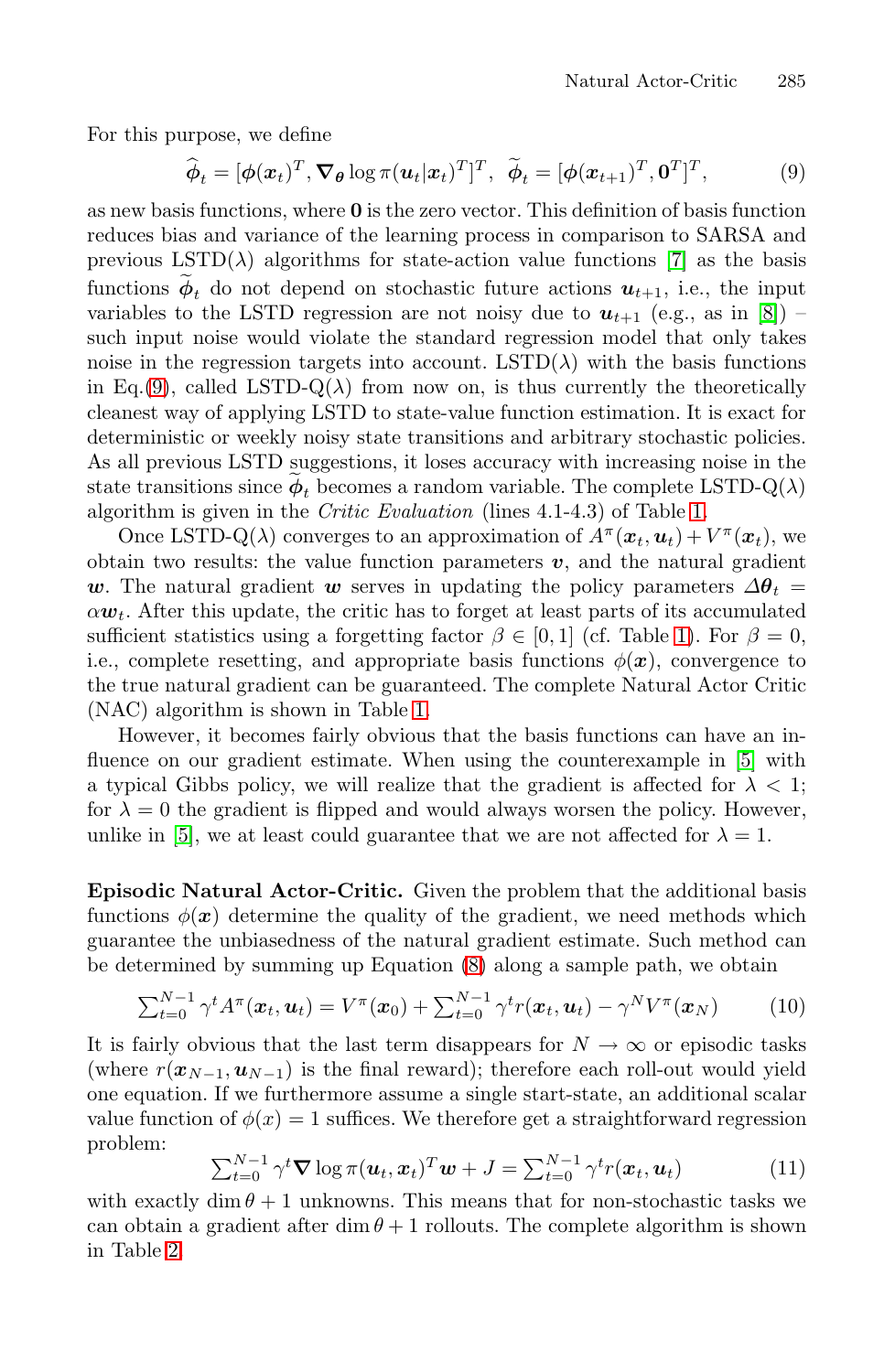For this purpose, we define

$$\widehat{\boldsymbol{\phi}}_t = [\boldsymbol{\phi}(\boldsymbol{x}_t)^T, \boldsymbol{\nabla}_{\boldsymbol{\theta}} \log \pi(\boldsymbol{u}_t|\boldsymbol{x}_t)^T]^T, \;\; \widetilde{\boldsymbol{\phi}}_t = [\boldsymbol{\phi}(\boldsymbol{x}_{t+1})^T, \mathbf{0}^T]^T, \tag{9}$$

as new basis functions, where $\mathbf{0}$ is the zero vector. This definition of basis function reduces bias and variance of the learning process in comparison to SARSA and previous LSTD($\lambda$) algorithms for state-action value functions [7] as the basis functions $\widetilde{\boldsymbol{\phi}}_t$ do not depend on stochastic future actions $\boldsymbol{u}_{t+1}$, i.e., the input variables to the LSTD regression are not noisy due to $\boldsymbol{u}_{t+1}$ (e.g., as in [8]) – such input noise would violate the standard regression model that only takes noise in the regression targets into account. LSTD($\lambda$) with the basis functions in Eq.(9), called LSTD-Q($\lambda$) from now on, is thus currently the theoretically cleanest way of applying LSTD to state-value function estimation. It is exact for deterministic or weekly noisy state transitions and arbitrary stochastic policies. As all previous LSTD suggestions, it loses accuracy with increasing noise in the state transitions since $\widetilde{\boldsymbol{\phi}}_t$ becomes a random variable. The complete LSTD-Q($\lambda$) algorithm is given in the *Critic Evaluation* (lines 4.1-4.3) of Table 1.

Once LSTD-Q($\lambda$) converges to an approximation of $A^{\pi}(\boldsymbol{x}_t, \boldsymbol{u}_t) + V^{\pi}(\boldsymbol{x}_t)$, we obtain two results: the value function parameters $\boldsymbol{v}$, and the natural gradient $\boldsymbol{w}$. The natural gradient $\boldsymbol{w}$ serves in updating the policy parameters $\Delta\boldsymbol{\theta}_t = \alpha \boldsymbol{w}_t$. After this update, the critic has to forget at least parts of its accumulated sufficient statistics using a forgetting factor $\beta \in [0, 1]$ (cf. Table 1). For $\beta = 0$, i.e., complete resetting, and appropriate basis functions $\phi(\boldsymbol{x})$, convergence to the true natural gradient can be guaranteed. The complete Natural Actor Critic (NAC) algorithm is shown in Table 1.

However, it becomes fairly obvious that the basis functions can have an influence on our gradient estimate. When using the counterexample in [5] with a typical Gibbs policy, we will realize that the gradient is affected for $\lambda < 1$; for $\lambda = 0$ the gradient is flipped and would always worsen the policy. However, unlike in [5], we at least could guarantee that we are not affected for $\lambda = 1$.

**Episodic Natural Actor-Critic.** Given the problem that the additional basis functions $\phi(\boldsymbol{x})$ determine the quality of the gradient, we need methods which guarantee the unbiasedness of the natural gradient estimate. Such method can be determined by summing up Equation (8) along a sample path, we obtain

$$\textstyle\sum_{t=0}^{N-1} \gamma^t A^{\pi}(\boldsymbol{x}_t, \boldsymbol{u}_t) = V^{\pi}(\boldsymbol{x}_0) + \sum_{t=0}^{N-1} \gamma^t r(\boldsymbol{x}_t, \boldsymbol{u}_t) - \gamma^N V^{\pi}(\boldsymbol{x}_N) \tag{10}$$

It is fairly obvious that the last term disappears for $N \to \infty$ or episodic tasks (where $r(\boldsymbol{x}_{N-1}, \boldsymbol{u}_{N-1})$ is the final reward); therefore each roll-out would yield one equation. If we furthermore assume a single start-state, an additional scalar value function of $\phi(x) = 1$ suffices. We therefore get a straightforward regression problem:

$$\textstyle\sum_{t=0}^{N-1} \gamma^t \boldsymbol{\nabla} \log \pi(\boldsymbol{u}_t, \boldsymbol{x}_t)^T \boldsymbol{w} + J = \sum_{t=0}^{N-1} \gamma^t r(\boldsymbol{x}_t, \boldsymbol{u}_t) \tag{11}$$

with exactly $\dim \theta + 1$ unknowns. This means that for non-stochastic tasks we can obtain a gradient after $\dim \theta + 1$ rollouts. The complete algorithm is shown in Table 2.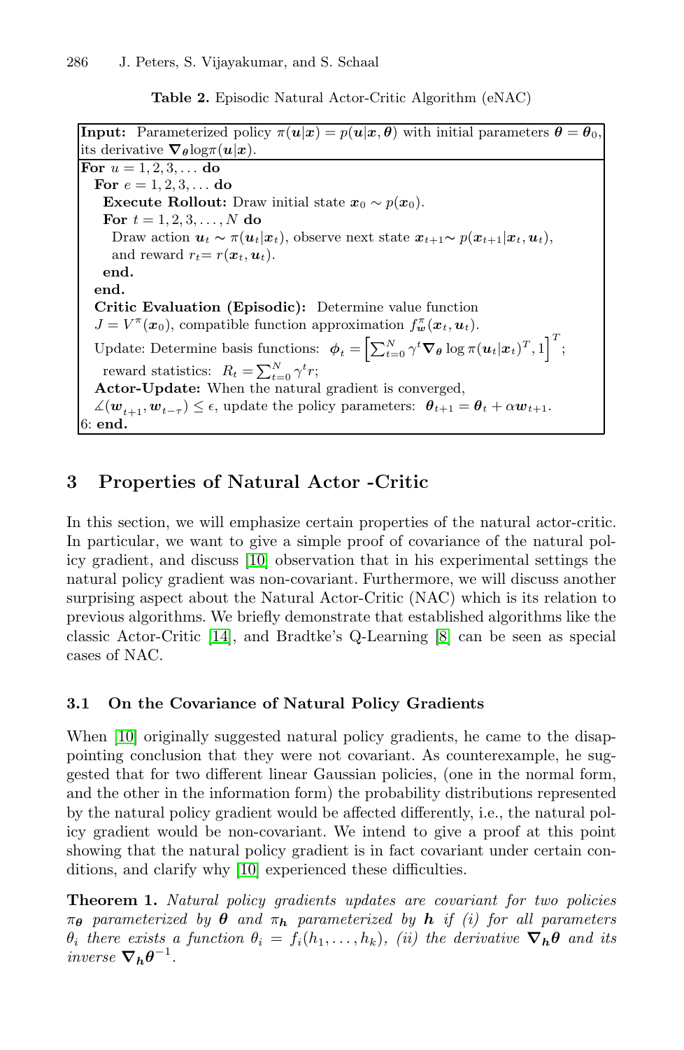Table 2. Episodic Natural Actor-Critic Algorithm (eNAC)

**Input:** Parameterized policy $\pi(\boldsymbol{u}|\boldsymbol{x}) = p(\boldsymbol{u}|\boldsymbol{x}, \boldsymbol{\theta})$ with initial parameters $\boldsymbol{\theta} = \boldsymbol{\theta}_0$, its derivative $\nabla_{\boldsymbol{\theta}} \log \pi(\boldsymbol{u}|\boldsymbol{x})$.

**For** $u = 1, 2, 3, \ldots$ **do**
  **For** $e = 1, 2, 3, \ldots$ **do**
    **Execute Rollout:** Draw initial state $\boldsymbol{x}_0 \sim p(\boldsymbol{x}_0)$.
    **For** $t = 1, 2, 3, \ldots, N$ **do**
      Draw action $\boldsymbol{u}_t \sim \pi(\boldsymbol{u}_t|\boldsymbol{x}_t)$, observe next state $\boldsymbol{x}_{t+1} \sim p(\boldsymbol{x}_{t+1}|\boldsymbol{x}_t, \boldsymbol{u}_t)$, and reward $r_t = r(\boldsymbol{x}_t, \boldsymbol{u}_t)$.
    **end.**
  **end.**
  **Critic Evaluation (Episodic):** Determine value function $J = V^{\pi}(\boldsymbol{x}_0)$, compatible function approximation $f_{\boldsymbol{w}}^{\pi}(\boldsymbol{x}_t, \boldsymbol{u}_t)$.
  Update: Determine basis functions: $\boldsymbol{\phi}_t = \left[\sum_{t=0}^{N} \gamma^t \nabla_{\boldsymbol{\theta}} \log \pi(\boldsymbol{u}_t|\boldsymbol{x}_t)^T, 1\right]^T$;
   reward statistics: $R_t = \sum_{t=0}^{N} \gamma^t r$;
  **Actor-Update:** When the natural gradient is converged, $\measuredangle(\boldsymbol{w}_{t+1}, \boldsymbol{w}_{t-\tau}) \leq \epsilon$, update the policy parameters: $\boldsymbol{\theta}_{t+1} = \boldsymbol{\theta}_t + \alpha \boldsymbol{w}_{t+1}$.
6: **end.**

## 3 Properties of Natural Actor -Critic

In this section, we will emphasize certain properties of the natural actor-critic. In particular, we want to give a simple proof of covariance of the natural policy gradient, and discuss [10] observation that in his experimental settings the natural policy gradient was non-covariant. Furthermore, we will discuss another surprising aspect about the Natural Actor-Critic (NAC) which is its relation to previous algorithms. We briefly demonstrate that established algorithms like the classic Actor-Critic [14], and Bradtke's Q-Learning [8] can be seen as special cases of NAC.

### 3.1 On the Covariance of Natural Policy Gradients

When [10] originally suggested natural policy gradients, he came to the disappointing conclusion that they were not covariant. As counterexample, he suggested that for two different linear Gaussian policies, (one in the normal form, and the other in the information form) the probability distributions represented by the natural policy gradient would be affected differently, i.e., the natural policy gradient would be non-covariant. We intend to give a proof at this point showing that the natural policy gradient is in fact covariant under certain conditions, and clarify why [10] experienced these difficulties.

**Theorem 1.** *Natural policy gradients updates are covariant for two policies $\pi_{\boldsymbol{\theta}}$ parameterized by $\boldsymbol{\theta}$ and $\pi_{\boldsymbol{h}}$ parameterized by $\boldsymbol{h}$ if (i) for all parameters $\theta_i$ there exists a function $\theta_i = f_i(h_1, \ldots, h_k)$, (ii) the derivative $\nabla_{\boldsymbol{h}} \boldsymbol{\theta}$ and its inverse $\nabla_{\boldsymbol{h}} \boldsymbol{\theta}^{-1}$.*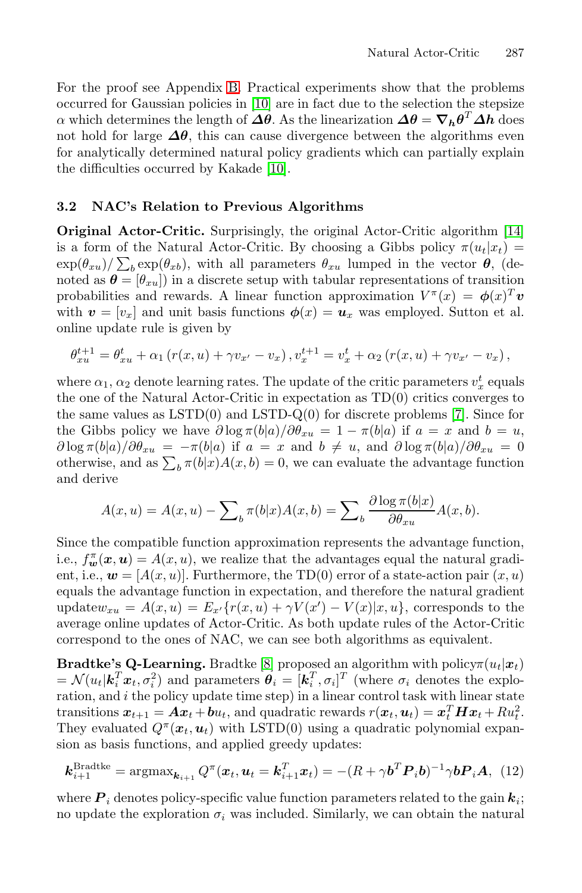For the proof see Appendix B. Practical experiments show that the problems occurred for Gaussian policies in [10] are in fact due to the selection the stepsize $\alpha$ which determines the length of $\boldsymbol{\Delta\theta}$. As the linearization $\boldsymbol{\Delta\theta} = \boldsymbol{\nabla_h \theta}^T \boldsymbol{\Delta h}$ does not hold for large $\boldsymbol{\Delta\theta}$, this can cause divergence between the algorithms even for analytically determined natural policy gradients which can partially explain the difficulties occurred by Kakade [10].

### 3.2 NAC's Relation to Previous Algorithms

**Original Actor-Critic.** Surprisingly, the original Actor-Critic algorithm [14] is a form of the Natural Actor-Critic. By choosing a Gibbs policy $\pi(u_t|x_t) = \exp(\theta_{xu})/\sum_b \exp(\theta_{xb})$, with all parameters $\theta_{xu}$ lumped in the vector $\boldsymbol{\theta}$, (denoted as $\boldsymbol{\theta} = [\theta_{xu}]$) in a discrete setup with tabular representations of transition probabilities and rewards. A linear function approximation $V^\pi(x) = \boldsymbol{\phi}(x)^T \boldsymbol{v}$ with $\boldsymbol{v} = [v_x]$ and unit basis functions $\boldsymbol{\phi}(x) = \boldsymbol{u}_x$ was employed. Sutton et al. online update rule is given by

$$\theta_{xu}^{t+1} = \theta_{xu}^t + \alpha_1 \left( r(x,u) + \gamma v_{x'} - v_x \right), v_x^{t+1} = v_x^t + \alpha_2 \left( r(x,u) + \gamma v_{x'} - v_x \right),$$

where $\alpha_1$, $\alpha_2$ denote learning rates. The update of the critic parameters $v_x^t$ equals the one of the Natural Actor-Critic in expectation as TD(0) critics converges to the same values as LSTD(0) and LSTD-Q(0) for discrete problems [7]. Since for the Gibbs policy we have $\partial \log \pi(b|a)/\partial\theta_{xu} = 1 - \pi(b|a)$ if $a = x$ and $b = u$, $\partial \log \pi(b|a)/\partial\theta_{xu} = -\pi(b|a)$ if $a = x$ and $b \neq u$, and $\partial \log \pi(b|a)/\partial\theta_{xu} = 0$ otherwise, and as $\sum_b \pi(b|x)A(x,b) = 0$, we can evaluate the advantage function and derive

$$A(x,u) = A(x,u) - \sum\nolimits_b \pi(b|x)A(x,b) = \sum\nolimits_b \frac{\partial \log \pi(b|x)}{\partial \theta_{xu}} A(x,b).$$

Since the compatible function approximation represents the advantage function, i.e., $f_{\boldsymbol{w}}^\pi(\boldsymbol{x},\boldsymbol{u}) = A(x,u)$, we realize that the advantages equal the natural gradient, i.e., $\boldsymbol{w} = [A(x,u)]$. Furthermore, the TD(0) error of a state-action pair $(x,u)$ equals the advantage function in expectation, and therefore the natural gradient update$w_{xu} = A(x,u) = E_{x'}\{r(x,u) + \gamma V(x') - V(x)|x,u\}$, corresponds to the average online updates of Actor-Critic. As both update rules of the Actor-Critic correspond to the ones of NAC, we can see both algorithms as equivalent.

**Bradtke's Q-Learning.** Bradtke [8] proposed an algorithm with policy$\pi(u_t|\boldsymbol{x}_t) = \mathcal{N}(u_t|\boldsymbol{k}_i^T\boldsymbol{x}_t, \sigma_i^2)$ and parameters $\boldsymbol{\theta}_i = [\boldsymbol{k}_i^T, \sigma_i]^T$ (where $\sigma_i$ denotes the exploration, and $i$ the policy update time step) in a linear control task with linear state transitions $\boldsymbol{x}_{t+1} = \boldsymbol{A}\boldsymbol{x}_t + \boldsymbol{b}u_t$, and quadratic rewards $r(\boldsymbol{x}_t, \boldsymbol{u}_t) = \boldsymbol{x}_t^T \boldsymbol{H} \boldsymbol{x}_t + R u_t^2$. They evaluated $Q^\pi(\boldsymbol{x}_t, \boldsymbol{u}_t)$ with LSTD(0) using a quadratic polynomial expansion as basis functions, and applied greedy updates:

$$\boldsymbol{k}_{i+1}^{\text{Bradtke}} = \text{argmax}_{\boldsymbol{k}_{i+1}} Q^\pi(\boldsymbol{x}_t, \boldsymbol{u}_t = \boldsymbol{k}_{i+1}^T \boldsymbol{x}_t) = -(R + \gamma \boldsymbol{b}^T \boldsymbol{P}_i \boldsymbol{b})^{-1} \gamma \boldsymbol{b} \boldsymbol{P}_i \boldsymbol{A}, \quad (12)$$

where $\boldsymbol{P}_i$ denotes policy-specific value function parameters related to the gain $\boldsymbol{k}_i$; no update the exploration $\sigma_i$ was included. Similarly, we can obtain the natural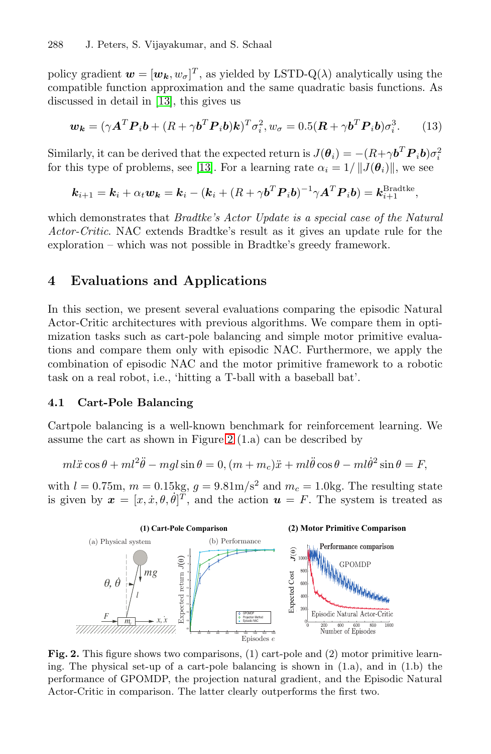policy gradient $\boldsymbol{w} = [\boldsymbol{w_k}, w_\sigma]^T$, as yielded by LSTD-Q($\lambda$) analytically using the compatible function approximation and the same quadratic basis functions. As discussed in detail in [13], this gives us

$$\boldsymbol{w_k} = (\gamma \boldsymbol{A}^T \boldsymbol{P}_i \boldsymbol{b} + (R + \gamma \boldsymbol{b}^T \boldsymbol{P}_i \boldsymbol{b})\boldsymbol{k})^T \sigma_i^2, w_\sigma = 0.5(\boldsymbol{R} + \gamma \boldsymbol{b}^T \boldsymbol{P}_i \boldsymbol{b})\sigma_i^3. \qquad (13)$$

Similarly, it can be derived that the expected return is $J(\boldsymbol{\theta}_i) = -(R + \gamma \boldsymbol{b}^T \boldsymbol{P}_i \boldsymbol{b})\sigma_i^2$ for this type of problems, see [13]. For a learning rate $\alpha_i = 1/\left\|J(\boldsymbol{\theta}_i)\right\|$, we see

$$\boldsymbol{k}_{i+1} = \boldsymbol{k}_i + \alpha_t \boldsymbol{w_k} = \boldsymbol{k}_i - (\boldsymbol{k}_i + (R + \gamma \boldsymbol{b}^T \boldsymbol{P}_i \boldsymbol{b})^{-1} \gamma \boldsymbol{A}^T \boldsymbol{P}_i \boldsymbol{b}) = \boldsymbol{k}_{i+1}^{\text{Bradtke}},$$

which demonstrates that *Bradtke's Actor Update is a special case of the Natural Actor-Critic*. NAC extends Bradtke's result as it gives an update rule for the exploration – which was not possible in Bradtke's greedy framework.

## 4 Evaluations and Applications

In this section, we present several evaluations comparing the episodic Natural Actor-Critic architectures with previous algorithms. We compare them in optimization tasks such as cart-pole balancing and simple motor primitive evaluations and compare them only with episodic NAC. Furthermore, we apply the combination of episodic NAC and the motor primitive framework to a robotic task on a real robot, i.e., 'hitting a T-ball with a baseball bat'.

### 4.1 Cart-Pole Balancing

Cartpole balancing is a well-known benchmark for reinforcement learning. We assume the cart as shown in Figure 2 (1.a) can be described by

$$ml\ddot{x}\cos\theta + ml^2\ddot{\theta} - mgl\sin\theta = 0, (m + m_c)\ddot{x} + ml\ddot{\theta}\cos\theta - ml\dot{\theta}^2\sin\theta = F,$$

with $l = 0.75$m, $m = 0.15$kg, $g = 9.81$m/s$^2$ and $m_c = 1.0$kg. The resulting state is given by $\boldsymbol{x} = [x, \dot{x}, \theta, \dot{\theta}]^T$, and the action $\boldsymbol{u} = F$. The system is treated as

**Fig. 2.** This figure shows two comparisons, (1) cart-pole and (2) motor primitive learning. The physical set-up of a cart-pole balancing is shown in (1.a), and in (1.b) the performance of GPOMDP, the projection natural gradient, and the Episodic Natural Actor-Critic in comparison. The latter clearly outperforms the first two.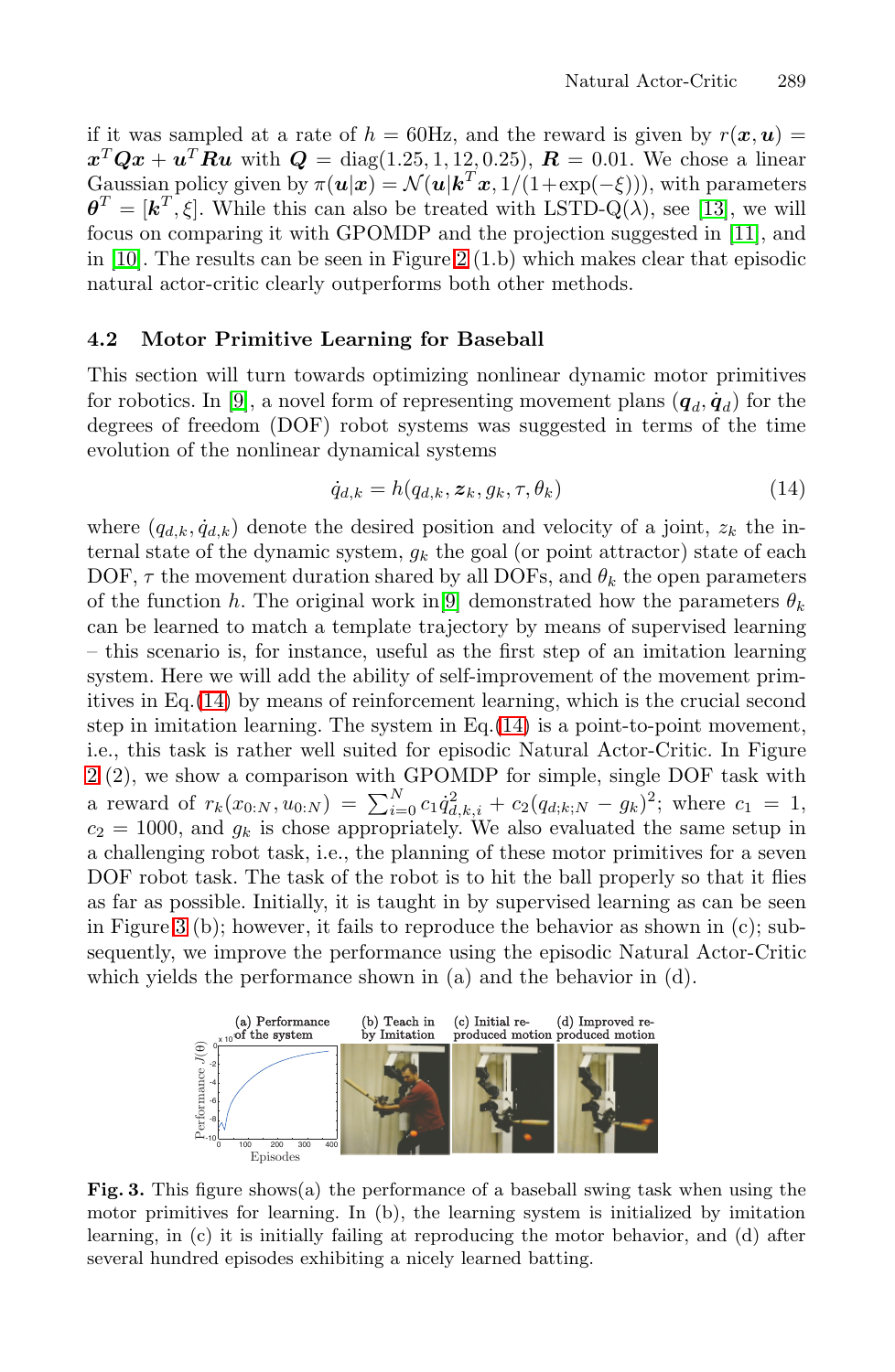if it was sampled at a rate of $h = 60$Hz, and the reward is given by $r(\boldsymbol{x}, \boldsymbol{u}) = \boldsymbol{x}^T \boldsymbol{Q} \boldsymbol{x} + \boldsymbol{u}^T \boldsymbol{R} \boldsymbol{u}$ with $\boldsymbol{Q} = \text{diag}(1.25, 1, 12, 0.25)$, $\boldsymbol{R} = 0.01$. We chose a linear Gaussian policy given by $\pi(\boldsymbol{u}|\boldsymbol{x}) = \mathcal{N}(\boldsymbol{u}|\boldsymbol{k}^T\boldsymbol{x}, 1/(1+\exp(-\xi)))$, with parameters $\boldsymbol{\theta}^T = [\boldsymbol{k}^T, \xi]$. While this can also be treated with LSTD-Q($\lambda$), see [13], we will focus on comparing it with GPOMDP and the projection suggested in [11], and in [10]. The results can be seen in Figure 2 (1.b) which makes clear that episodic natural actor-critic clearly outperforms both other methods.

### 4.2 Motor Primitive Learning for Baseball

This section will turn towards optimizing nonlinear dynamic motor primitives for robotics. In [9], a novel form of representing movement plans $(\boldsymbol{q}_d, \dot{\boldsymbol{q}}_d)$ for the degrees of freedom (DOF) robot systems was suggested in terms of the time evolution of the nonlinear dynamical systems

$$\dot{q}_{d,k} = h(q_{d,k}, \boldsymbol{z}_k, g_k, \tau, \theta_k) \tag{14}$$

where $(q_{d,k}, \dot{q}_{d,k})$ denote the desired position and velocity of a joint, $z_k$ the internal state of the dynamic system, $g_k$ the goal (or point attractor) state of each DOF, $\tau$ the movement duration shared by all DOFs, and $\theta_k$ the open parameters of the function $h$. The original work in [9] demonstrated how the parameters $\theta_k$ can be learned to match a template trajectory by means of supervised learning – this scenario is, for instance, useful as the first step of an imitation learning system. Here we will add the ability of self-improvement of the movement primitives in Eq. (14) by means of reinforcement learning, which is the crucial second step in imitation learning. The system in Eq. (14) is a point-to-point movement, i.e., this task is rather well suited for episodic Natural Actor-Critic. In Figure 2 (2), we show a comparison with GPOMDP for simple, single DOF task with a reward of $r_k(x_{0:N}, u_{0:N}) = \sum_{i=0}^{N} c_1 \dot{q}_{d,k,i}^2 + c_2(q_{d;k;N} - g_k)^2$; where $c_1 = 1$, $c_2 = 1000$, and $g_k$ is chose appropriately. We also evaluated the same setup in a challenging robot task, i.e., the planning of these motor primitives for a seven DOF robot task. The task of the robot is to hit the ball properly so that it flies as far as possible. Initially, it is taught in by supervised learning as can be seen in Figure 3 (b); however, it fails to reproduce the behavior as shown in (c); subsequently, we improve the performance using the episodic Natural Actor-Critic which yields the performance shown in (a) and the behavior in (d).

**Fig. 3.** This figure shows(a) the performance of a baseball swing task when using the motor primitives for learning. In (b), the learning system is initialized by imitation learning, in (c) it is initially failing at reproducing the motor behavior, and (d) after several hundred episodes exhibiting a nicely learned batting.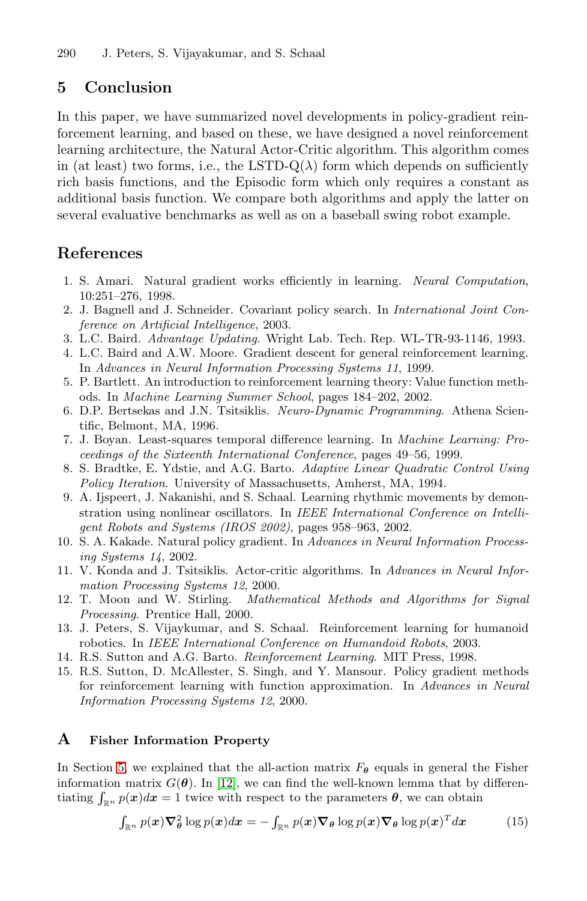## 5 Conclusion

In this paper, we have summarized novel developments in policy-gradient reinforcement learning, and based on these, we have designed a novel reinforcement learning architecture, the Natural Actor-Critic algorithm. This algorithm comes in (at least) two forms, i.e., the LSTD-Q($\lambda$) form which depends on sufficiently rich basis functions, and the Episodic form which only requires a constant as additional basis function. We compare both algorithms and apply the latter on several evaluative benchmarks as well as on a baseball swing robot example.

## References

1. S. Amari. Natural gradient works efficiently in learning. *Neural Computation*, 10:251–276, 1998.
2. J. Bagnell and J. Schneider. Covariant policy search. In *International Joint Conference on Artificial Intelligence*, 2003.
3. L.C. Baird. *Advantage Updating*. Wright Lab. Tech. Rep. WL-TR-93-1146, 1993.
4. L.C. Baird and A.W. Moore. Gradient descent for general reinforcement learning. In *Advances in Neural Information Processing Systems 11*, 1999.
5. P. Bartlett. An introduction to reinforcement learning theory: Value function methods. In *Machine Learning Summer School*, pages 184–202, 2002.
6. D.P. Bertsekas and J.N. Tsitsiklis. *Neuro-Dynamic Programming*. Athena Scientific, Belmont, MA, 1996.
7. J. Boyan. Least-squares temporal difference learning. In *Machine Learning: Proceedings of the Sixteenth International Conference*, pages 49–56, 1999.
8. S. Bradtke, E. Ydstie, and A.G. Barto. *Adaptive Linear Quadratic Control Using Policy Iteration*. University of Massachusetts, Amherst, MA, 1994.
9. A. Ijspeert, J. Nakanishi, and S. Schaal. Learning rhythmic movements by demonstration using nonlinear oscillators. In *IEEE International Conference on Intelligent Robots and Systems (IROS 2002)*, pages 958–963, 2002.
10. S. A. Kakade. Natural policy gradient. In *Advances in Neural Information Processing Systems 14*, 2002.
11. V. Konda and J. Tsitsiklis. Actor-critic algorithms. In *Advances in Neural Information Processing Systems 12*, 2000.
12. T. Moon and W. Stirling. *Mathematical Methods and Algorithms for Signal Processing*. Prentice Hall, 2000.
13. J. Peters, S. Vijaykumar, and S. Schaal. Reinforcement learning for humanoid robotics. In *IEEE International Conference on Humandoid Robots*, 2003.
14. R.S. Sutton and A.G. Barto. *Reinforcement Learning*. MIT Press, 1998.
15. R.S. Sutton, D. McAllester, S. Singh, and Y. Mansour. Policy gradient methods for reinforcement learning with function approximation. In *Advances in Neural Information Processing Systems 12*, 2000.

## A Fisher Information Property

In Section 5, we explained that the all-action matrix $F_{\boldsymbol{\theta}}$ equals in general the Fisher information matrix $G(\boldsymbol{\theta})$. In [12], we can find the well-known lemma that by differentiating $\int_{\mathbb{R}^n} p(\boldsymbol{x})d\boldsymbol{x} = 1$ twice with respect to the parameters $\boldsymbol{\theta}$, we can obtain

$$\int_{\mathbb{R}^n} p(\boldsymbol{x})\boldsymbol{\nabla}_{\boldsymbol{\theta}}^2 \log p(\boldsymbol{x})d\boldsymbol{x} = -\int_{\mathbb{R}^n} p(\boldsymbol{x})\boldsymbol{\nabla}_{\boldsymbol{\theta}} \log p(\boldsymbol{x})\boldsymbol{\nabla}_{\boldsymbol{\theta}} \log p(\boldsymbol{x})^T d\boldsymbol{x} \tag{15}$$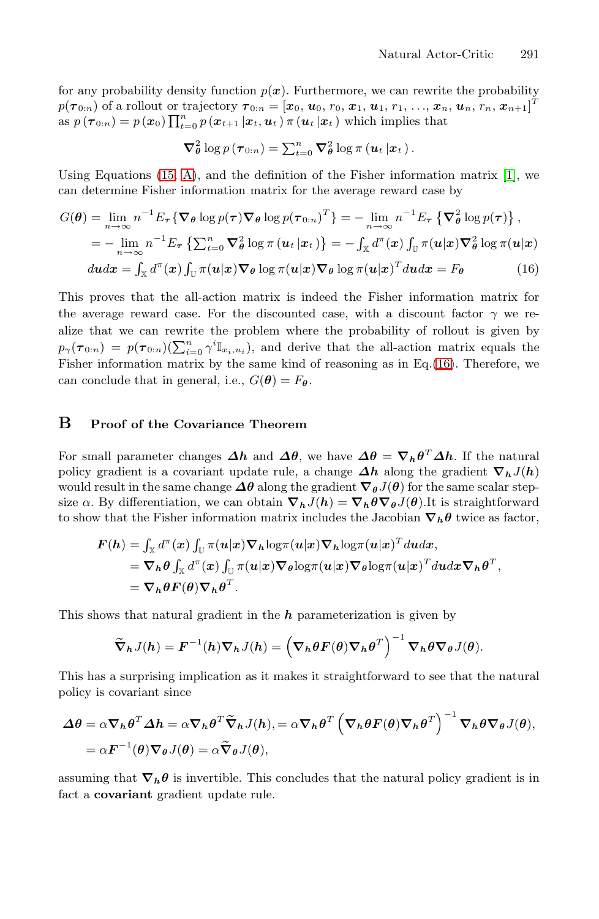for any probability density function $p(\boldsymbol{x})$. Furthermore, we can rewrite the probability $p(\boldsymbol{\tau}_{0:n})$ of a rollout or trajectory $\boldsymbol{\tau}_{0:n} = [\boldsymbol{x}_0, \boldsymbol{u}_0, r_0, \boldsymbol{x}_1, \boldsymbol{u}_1, r_1, \ldots, \boldsymbol{x}_n, \boldsymbol{u}_n, r_n, \boldsymbol{x}_{n+1}]^T$ as $p(\boldsymbol{\tau}_{0:n}) = p(\boldsymbol{x}_0) \prod_{t=0}^{n} p(\boldsymbol{x}_{t+1} | \boldsymbol{x}_t, \boldsymbol{u}_t) \pi(\boldsymbol{u}_t | \boldsymbol{x}_t)$ which implies that

$$\nabla_{\boldsymbol{\theta}}^2 \log p(\boldsymbol{\tau}_{0:n}) = \textstyle\sum_{t=0}^{n} \nabla_{\boldsymbol{\theta}}^2 \log \pi(\boldsymbol{u}_t | \boldsymbol{x}_t).$$

Using Equations (15, A), and the definition of the Fisher information matrix [1], we can determine Fisher information matrix for the average reward case by

$$\begin{aligned}
G(\boldsymbol{\theta}) &= \lim_{n\to\infty} n^{-1} E_{\boldsymbol{\tau}}\{\nabla_{\boldsymbol{\theta}} \log p(\boldsymbol{\tau}) \nabla_{\boldsymbol{\theta}} \log p(\boldsymbol{\tau}_{0:n})^T\} = -\lim_{n\to\infty} n^{-1} E_{\boldsymbol{\tau}}\left\{\nabla_{\boldsymbol{\theta}}^2 \log p(\boldsymbol{\tau})\right\}, \\
&= -\lim_{n\to\infty} n^{-1} E_{\boldsymbol{\tau}}\left\{\textstyle\sum_{t=0}^{n} \nabla_{\boldsymbol{\theta}}^2 \log \pi(\boldsymbol{u}_t | \boldsymbol{x}_t)\right\} = -\int_{\mathbb{X}} d^{\pi}(\boldsymbol{x}) \int_{\mathbb{U}} \pi(\boldsymbol{u}|\boldsymbol{x}) \nabla_{\boldsymbol{\theta}}^2 \log \pi(\boldsymbol{u}|\boldsymbol{x}) \\
& d\boldsymbol{u} d\boldsymbol{x} = \int_{\mathbb{X}} d^{\pi}(\boldsymbol{x}) \int_{\mathbb{U}} \pi(\boldsymbol{u}|\boldsymbol{x}) \nabla_{\boldsymbol{\theta}} \log \pi(\boldsymbol{u}|\boldsymbol{x}) \nabla_{\boldsymbol{\theta}} \log \pi(\boldsymbol{u}|\boldsymbol{x})^T d\boldsymbol{u} d\boldsymbol{x} = F_{\boldsymbol{\theta}}
\end{aligned} \tag{16}$$

This proves that the all-action matrix is indeed the Fisher information matrix for the average reward case. For the discounted case, with a discount factor $\gamma$ we realize that we can rewrite the problem where the probability of rollout is given by $p_{\gamma}(\boldsymbol{\tau}_{0:n}) = p(\boldsymbol{\tau}_{0:n})(\sum_{i=0}^{n} \gamma^i \mathbb{I}_{x_i, u_i})$, and derive that the all-action matrix equals the Fisher information matrix by the same kind of reasoning as in Eq.(16). Therefore, we can conclude that in general, i.e., $G(\boldsymbol{\theta}) = F_{\boldsymbol{\theta}}$.

## B Proof of the Covariance Theorem

For small parameter changes $\boldsymbol{\Delta h}$ and $\boldsymbol{\Delta \theta}$, we have $\boldsymbol{\Delta \theta} = \nabla_{\boldsymbol{h}} \boldsymbol{\theta}^T \boldsymbol{\Delta h}$. If the natural policy gradient is a covariant update rule, a change $\boldsymbol{\Delta h}$ along the gradient $\nabla_{\boldsymbol{h}} J(\boldsymbol{h})$ would result in the same change $\boldsymbol{\Delta \theta}$ along the gradient $\nabla_{\boldsymbol{\theta}} J(\boldsymbol{\theta})$ for the same scalar stepsize $\alpha$. By differentiation, we can obtain $\nabla_{\boldsymbol{h}} J(\boldsymbol{h}) = \nabla_{\boldsymbol{h}} \boldsymbol{\theta} \nabla_{\boldsymbol{\theta}} J(\boldsymbol{\theta})$.It is straightforward to show that the Fisher information matrix includes the Jacobian $\nabla_{\boldsymbol{h}} \boldsymbol{\theta}$ twice as factor,

$$\begin{aligned}
\boldsymbol{F}(\boldsymbol{h}) &= \int_{\mathbb{X}} d^{\pi}(\boldsymbol{x}) \int_{\mathbb{U}} \pi(\boldsymbol{u}|\boldsymbol{x}) \nabla_{\boldsymbol{h}} \log \pi(\boldsymbol{u}|\boldsymbol{x}) \nabla_{\boldsymbol{h}} \log \pi(\boldsymbol{u}|\boldsymbol{x})^T d\boldsymbol{u} d\boldsymbol{x}, \\
&= \nabla_{\boldsymbol{h}} \boldsymbol{\theta} \int_{\mathbb{X}} d^{\pi}(\boldsymbol{x}) \int_{\mathbb{U}} \pi(\boldsymbol{u}|\boldsymbol{x}) \nabla_{\boldsymbol{\theta}} \log \pi(\boldsymbol{u}|\boldsymbol{x}) \nabla_{\boldsymbol{\theta}} \log \pi(\boldsymbol{u}|\boldsymbol{x})^T d\boldsymbol{u} d\boldsymbol{x} \nabla_{\boldsymbol{h}} \boldsymbol{\theta}^T, \\
&= \nabla_{\boldsymbol{h}} \boldsymbol{\theta} \boldsymbol{F}(\boldsymbol{\theta}) \nabla_{\boldsymbol{h}} \boldsymbol{\theta}^T.
\end{aligned}$$

This shows that natural gradient in the $\boldsymbol{h}$ parameterization is given by

$$\widetilde{\nabla}_{\boldsymbol{h}} J(\boldsymbol{h}) = \boldsymbol{F}^{-1}(\boldsymbol{h}) \nabla_{\boldsymbol{h}} J(\boldsymbol{h}) = \left(\nabla_{\boldsymbol{h}} \boldsymbol{\theta} \boldsymbol{F}(\boldsymbol{\theta}) \nabla_{\boldsymbol{h}} \boldsymbol{\theta}^T\right)^{-1} \nabla_{\boldsymbol{h}} \boldsymbol{\theta} \nabla_{\boldsymbol{\theta}} J(\boldsymbol{\theta}).$$

This has a surprising implication as it makes it straightforward to see that the natural policy is covariant since

$$\begin{aligned}
\boldsymbol{\Delta \theta} &= \alpha \nabla_{\boldsymbol{h}} \boldsymbol{\theta}^T \boldsymbol{\Delta h} = \alpha \nabla_{\boldsymbol{h}} \boldsymbol{\theta}^T \widetilde{\nabla}_{\boldsymbol{h}} J(\boldsymbol{h}), = \alpha \nabla_{\boldsymbol{h}} \boldsymbol{\theta}^T \left(\nabla_{\boldsymbol{h}} \boldsymbol{\theta} \boldsymbol{F}(\boldsymbol{\theta}) \nabla_{\boldsymbol{h}} \boldsymbol{\theta}^T\right)^{-1} \nabla_{\boldsymbol{h}} \boldsymbol{\theta} \nabla_{\boldsymbol{\theta}} J(\boldsymbol{\theta}), \\
&= \alpha \boldsymbol{F}^{-1}(\boldsymbol{\theta}) \nabla_{\boldsymbol{\theta}} J(\boldsymbol{\theta}) = \alpha \widetilde{\nabla}_{\boldsymbol{\theta}} J(\boldsymbol{\theta}),
\end{aligned}$$

assuming that $\nabla_{\boldsymbol{h}} \boldsymbol{\theta}$ is invertible. This concludes that the natural policy gradient is in fact a **covariant** gradient update rule.